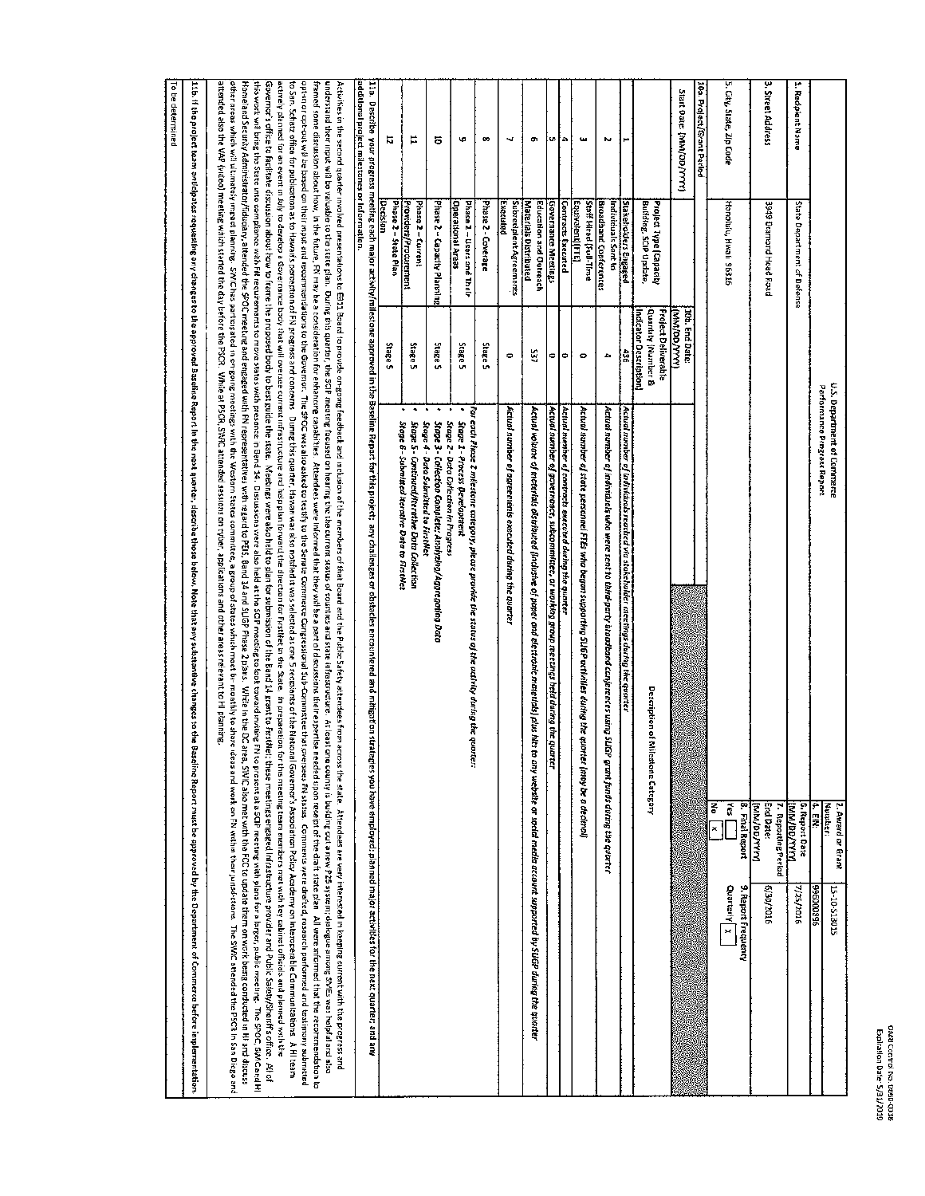OMB Control No. 0660-0038
Expiration Date 5/31/2019

# U.S. Department of Commerce
## Performance Progress Report

| | | | |
|---|---|---|---|
| 1. Recipient Name | State Department of Defense | 2. Award or Grant Number: | 15-10-S13015 |
| | | 4. EIN: | 996000396 |
| 3. Street Address | 3949 Diamond Head Road | 6. Report Date (MM/DD/YYYY) | 7/25/2016 |
| | | 7. Reporting Period End Date: (MM/DD/YYYY) | 6/30/2016 |
| 5. City, State, Zip Code | Honolulu, Hawaii 96816 | 8. Final Report Yes ☐ No ☒ | 9. Report Frequency Quarterly ☒ |
| 10a. Project/Grant Period | | | |
| Start Date: (MM/DD/YYYY) | | 10b. End Date: (MM/DD/YYYY) | |

| | Project Type (Capacity Building, SCIP Update, | Project Deliverable Quantity (Number & Indicator Description) | Description of Milestone Category |
|---|---|---|---|
| 1 | Stakeholders Engaged | 436 | Actual number of individuals reached via stakeholder meetings during the quarter |
| 2 | Individuals Sent to Broadband Conferences | 4 | Actual number of individuals who were sent to third-party broadband conferences using SLIGP grant funds during the quarter |
| 3 | Staff Hired (Full-Time Equivalent)(FTE) | 0 | Actual number of state personnel FTEs who began supporting SLIGP activities during the quarter (may be a decimal) |
| 4 | Contracts Executed | 0 | Actual number of contracts executed during the quarter |
| 5 | Governance Meetings | 0 | Actual number of governance, subcommittee, or working group meetings held during the quarter |
| 6 | Education and Outreach Materials Distributed | 537 | Actual volume of materials distributed (inclusive of paper and electronic materials) plus hits to any website or social media account supported by SLIGP during the quarter |
| 7 | Subrecipient Agreements Executed | 0 | Actual number of agreements executed during the quarter |
| 8 | Phase 2 - Coverage | Stage 5 | For each Phase 2 milestone category, please provide the status of the activity during the quarter:<br>• *Stage 1 - Process Development*<br>• *Stage 2 - Data Collection in Progress*<br>• *Stage 3 - Collection Complete; Analyzing/Aggregating Data*<br>• *Stage 4 - Data Submitted to FirstNet*<br>• *Stage 5 - Continued/Iterative Data Collection*<br>• *Stage 6 - Submitted Iterative Data to FirstNet* |
| 9 | Phase 2 - Users and Their Operational Areas | Stage 5 | |
| 10 | Phase 2 - Capacity Planning | Stage 5 | |
| 11 | Phase 2 - Current Providers/Procurement | Stage 5 | |
| 12 | Phase 2 - State Plan Decision | Stage 5 | |

11a. Describe your progress meeting each major activity/milestone approved in the Baseline Report for this project; any challenges or obstacles encountered and mitigation strategies you have employed; planned major activities for the next quarter; and any additional project milestones or information.

Activities in the second quarter involved presentations to E911 Board to provide on-going feedback and inclusion of the members of that Board and the Public Safety attendees from across the state. Attendees are very interested in keeping current with the progress and understand their input will be valuable to the state plan. During this quarter, the SCIP meeting focused on hearing the current status of counties and state infrastructure. At least one county is building out a new P25 system; dialogue among SWEs was helpful and also framed some discussion about how, in the future, FN may be a consideration for enhanced capabilities. Attendees were informed that they will be a part of discussions their expertise needed upon receipt of the draft state plan. All were informed that the recommendation to opt-in or opt-out will be based on their input and recommendations to the Governor. The SPOC was also asked to testify to the Senate Commerce Congressional Sub-Committee that oversees FN status. Comments were drafted, research performed and testimony submitted to Sen. Schatz office for publication as to Hawaii's perception of FN progress and concerns. During this quarter, Hawaii was also notified it was selected as one 5 recipients of the National Governor's Association Policy Academy on Interoperable Communications. A HI team actively planned for an event in July to develop a Governance body that will oversee current infrastructure and help plan forward the direction for FirstNet in the State. In preparation for this meeting team members met with key cabinet officials and planned with the Governor's office to facilitate discussion about how to frame the proposed body to best guide the state. Meetings were also held to plan for submission of the Band 14 grant to FirstNet; these meetings engaged infrastructure provider and Public Safety/Sheriff's office. All of this work will bring the State into compliance with FN requirements to move states with presence in Band 14. Discussions were also held at the SCIP meeting to look toward inviting FN to present at a SCIP meeting with plans for a larger, public meeting. The SPOC, SWIC and HI Homeland Security Administrator/Educator attended the SPOC meeting and engaged with FN representatives with regard to PSBS, Band 14 and SLIGP Phase 2 plans. While in the DC area, SWIC also met with the FCC to update them on work being conducted in HI and discuss other areas which will ultimately impact planning. SWIC has participated in on-going meetings with the Western States committee, a group of states which meet bi-monthly to share ideas and work on FN within their jurisdictions. The SWIC attended the PSCR in San Diego and attended also the VAP (video) meeting which started the day before the PSCR. While at PSCR, SWIC attended sessions on 'cyber', applications and other areas relevant to HI planning.

11b. If the project team anticipates requesting any changes to the approved Baseline Report in the next quarter, describe those below. Note that any substantive changes to the Baseline Report must be approved by the Department of Commerce before implementation.

To be determined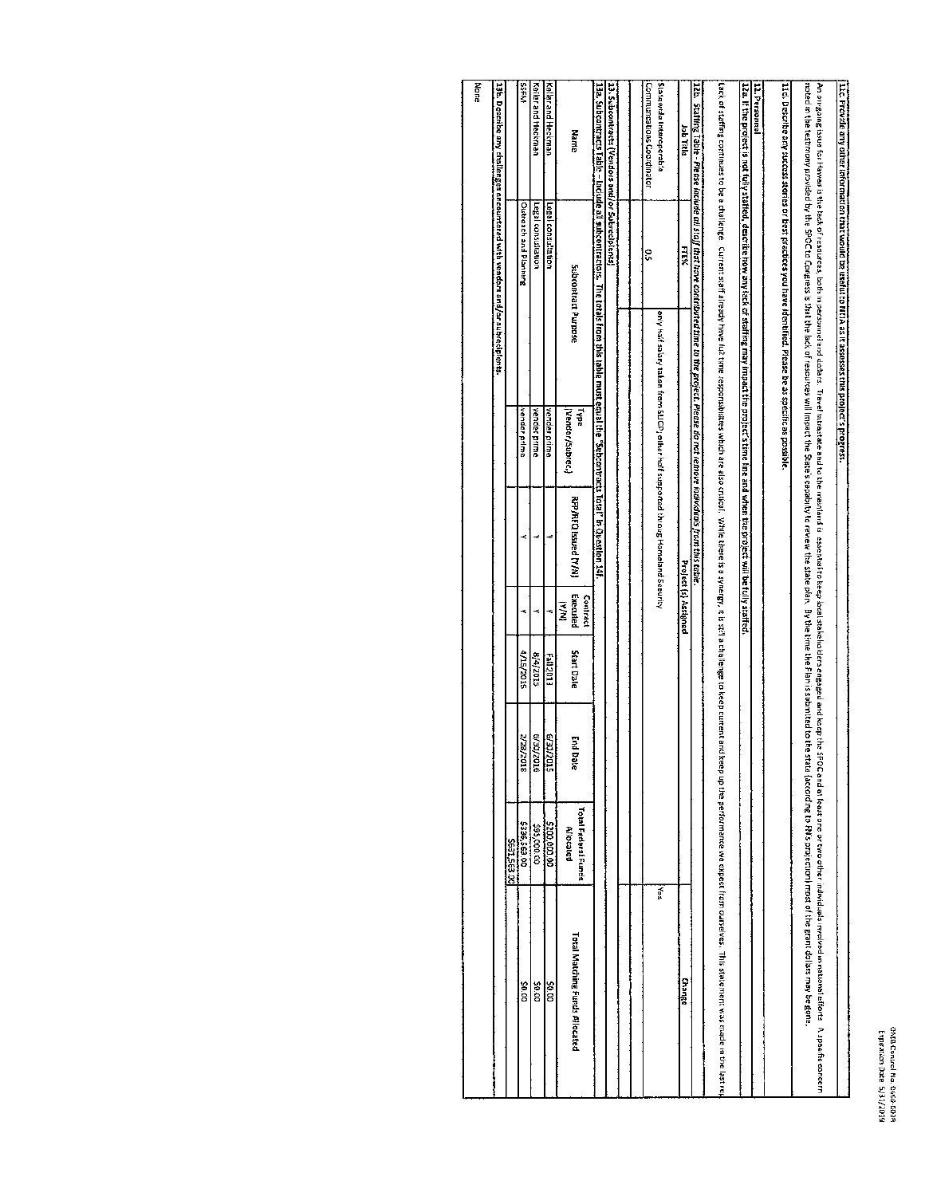OMB Control No. 0660-0038
Expiration Date: 5/31/2019

**11c. Provide any other information that would be useful to NTIA as it assesses this project's progress.**

An ongoing issue for Hawaii is the lack of resources, both in personnel and dollars. Travel intrastate and to the mainland is essential to keep local stakeholders engaged and keep the SPOC and at least one or two other individuals involved in national efforts. A specific concern noted in the testimony provided by the SPOC to Congress is that the lack of resources will impact the State's capability to review the state plan. By the time the Plan is submitted to the state (according to FN's projection) most of the grant dollars may be gone.

**11d. Describe any success stories or best practices you have identified. Please be as specific as possible.**

**12. Personnel**

**12a. If the project is not fully staffed, describe how any lack of staffing may impact the project's time line and when the project will be fully staffed.**

Lack of staffing continues to be a challenge. Current staff already have full time responsibilities which are also critical. While there is a synergy, it is still a challenge to keep current and keep up the performance we expect from ourselves. This statement was made in the last rep...

**12b. Staffing Table - *Please include all staff that have contributed time to the project. Please do not remove individuals from this table.***

| Job Title | FTE% | Project (s) Assigned | Change |
|---|---|---|---|
| Statewide Interoperable Communications Coordinator | 0.5 | only half salary taken from SLIGP; other half supported through Homeland Security | Yes |
| | | | |

**13. Subcontracts (Vendors and/or Subrecipients)**

**13a. Subcontracts Table – Include all subcontractors. The totals from this table must equal the "Subcontracts Total" in Question 14f.**

| Name | Subcontract Purpose | Type (Vendor/Subrec.) | RFP/RFQ Issued (Y/N) | Contract Executed (Y/N) | Start Date | End Date | Total Federal Funds Allocated | Total Matching Funds Allocated |
|---|---|---|---|---|---|---|---|---|
| Koller and Heckman | Legal consultation | vendor prime | Y | Y | Fall 2013 | 6/30/2015 | $200,000.00 | $0.00 |
| Koller and Heckman | Legal consultation | vendor prime | Y | Y | 8/4/2015 | 6/30/2016 | $95,000.00 | $0.00 |
| SSFM | Outreach and Planning | vendor prime | Y | Y | 4/15/2015 | 2/28/2018 | $336,563.00 | $0.00 |
| | | | | | | | $631,563.00 | |

**13b. Describe any challenges encountered with vendors and/or subrecipients.**

None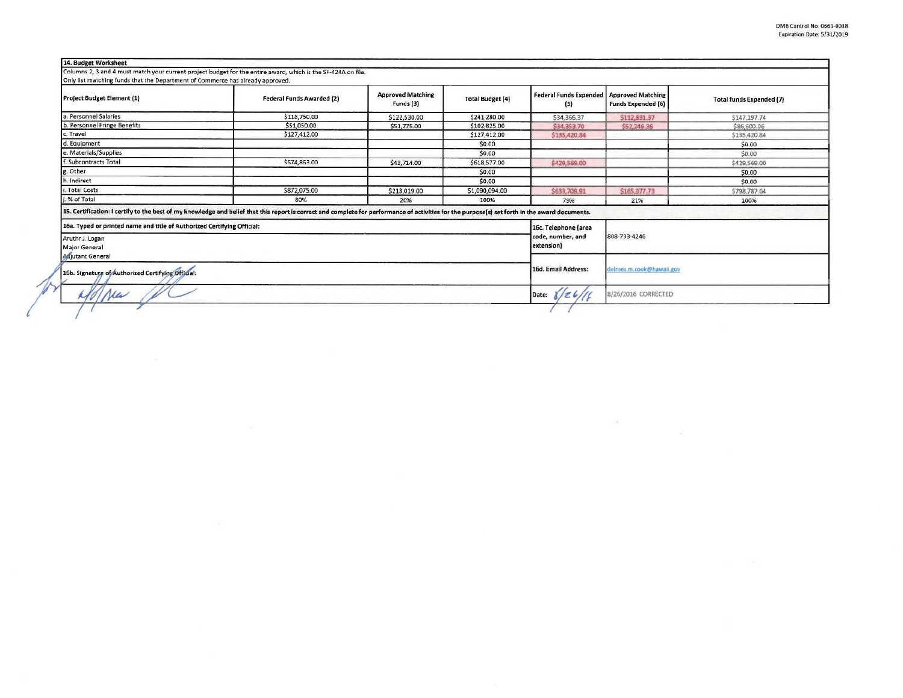OMB Control No. 0660-0038
Expiration Date: 5/31/2019

**14. Budget Worksheet**

Columns 2, 3 and 4 must match your current project budget for the entire award, which is the SF-424A on file.
Only list matching funds that the Department of Commerce has already approved.

| Project Budget Element (1) | Federal Funds Awarded (2) | Approved Matching Funds (3) | Total Budget (4) | Federal Funds Expended (5) | Approved Matching Funds Expended (6) | Total funds Expended (7) |
|---|---|---|---|---|---|---|
| a. Personnel Salaries | $118,750.00 | $122,530.00 | $241,280.00 | $34,366.37 | $112,831.37 | $147,197.74 |
| b. Personnel Fringe Benefits | $51,050.00 | $51,775.00 | $102,825.00 | $34,353.70 | $52,246.36 | $86,600.06 |
| c. Travel | $127,412.00 | | $127,412.00 | $135,420.84 | | $135,420.84 |
| d. Equipment | | | $0.00 | | | $0.00 |
| e. Materials/Supplies | | | $0.00 | | | $0.00 |
| f. Subcontracts Total | $574,863.00 | $43,714.00 | $618,577.00 | $429,569.00 | | $429,569.00 |
| g. Other | | | $0.00 | | | $0.00 |
| h. Indirect | | | $0.00 | | | $0.00 |
| i. Total Costs | $872,075.00 | $218,019.00 | $1,090,094.00 | $633,709.91 | $165,077.73 | $798,787.64 |
| j. % of Total | 80% | 20% | 100% | 79% | 21% | 100% |

**15. Certification: I certify to the best of my knowledge and belief that this report is correct and complete for performance of activities for the purpose(s) set forth in the award documents.**

| | | |
|---|---|---|
| **16a. Typed or printed name and title of Authorized Certifying Official:** Aruthr J. Logan, Major General, Adjutant General | **16c. Telephone (area code, number, and extension)** | 808-733-4246 |
| **16b. Signature of Authorized Certifying Official:** | **16d. Email Address:** | dolroes.m.cook@hawaii.gov |
| | Date: 8/26/16 | 8/26/2016 CORRECTED |